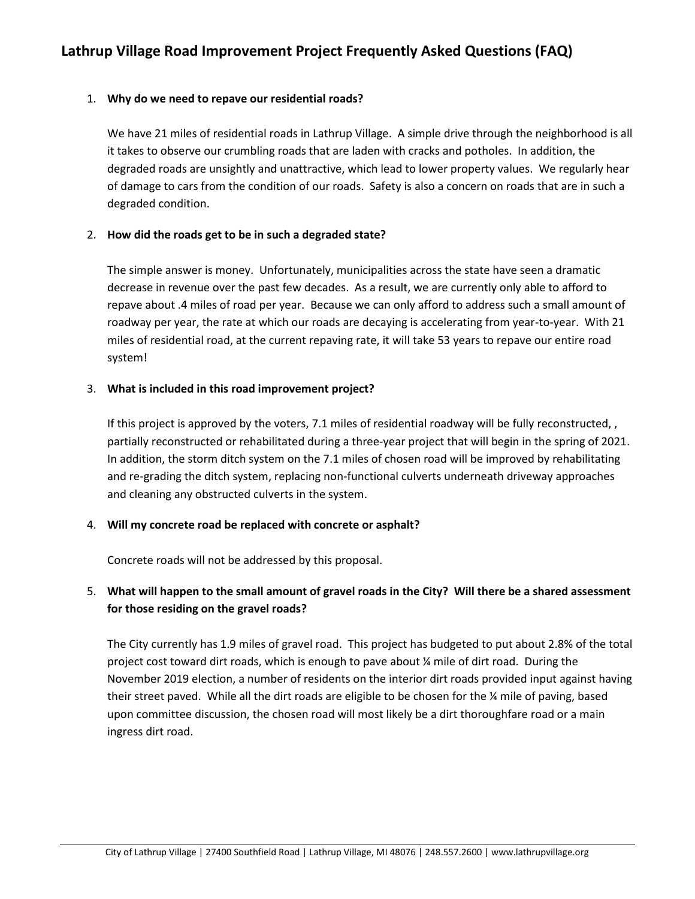# Lathrup Village Road Improvement Project Frequently Asked Questions (FAQ)

1. **Why do we need to repave our residential roads?**

   We have 21 miles of residential roads in Lathrup Village. A simple drive through the neighborhood is all it takes to observe our crumbling roads that are laden with cracks and potholes. In addition, the degraded roads are unsightly and unattractive, which lead to lower property values. We regularly hear of damage to cars from the condition of our roads. Safety is also a concern on roads that are in such a degraded condition.

2. **How did the roads get to be in such a degraded state?**

   The simple answer is money. Unfortunately, municipalities across the state have seen a dramatic decrease in revenue over the past few decades. As a result, we are currently only able to afford to repave about .4 miles of road per year. Because we can only afford to address such a small amount of roadway per year, the rate at which our roads are decaying is accelerating from year-to-year. With 21 miles of residential road, at the current repaving rate, it will take 53 years to repave our entire road system!

3. **What is included in this road improvement project?**

   If this project is approved by the voters, 7.1 miles of residential roadway will be fully reconstructed, , partially reconstructed or rehabilitated during a three-year project that will begin in the spring of 2021. In addition, the storm ditch system on the 7.1 miles of chosen road will be improved by rehabilitating and re-grading the ditch system, replacing non-functional culverts underneath driveway approaches and cleaning any obstructed culverts in the system.

4. **Will my concrete road be replaced with concrete or asphalt?**

   Concrete roads will not be addressed by this proposal.

5. **What will happen to the small amount of gravel roads in the City? Will there be a shared assessment for those residing on the gravel roads?**

   The City currently has 1.9 miles of gravel road. This project has budgeted to put about 2.8% of the total project cost toward dirt roads, which is enough to pave about ¼ mile of dirt road. During the November 2019 election, a number of residents on the interior dirt roads provided input against having their street paved. While all the dirt roads are eligible to be chosen for the ¼ mile of paving, based upon committee discussion, the chosen road will most likely be a dirt thoroughfare road or a main ingress dirt road.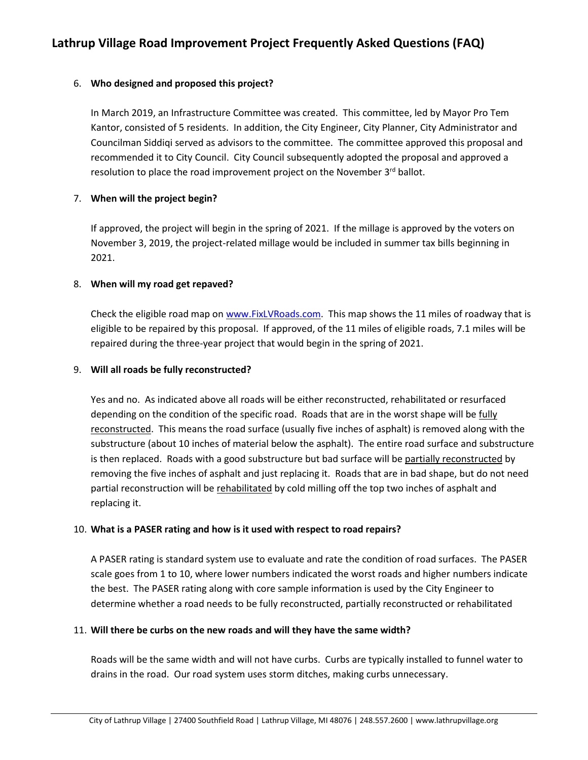# Lathrup Village Road Improvement Project Frequently Asked Questions (FAQ)

6. **Who designed and proposed this project?**

   In March 2019, an Infrastructure Committee was created. This committee, led by Mayor Pro Tem Kantor, consisted of 5 residents. In addition, the City Engineer, City Planner, City Administrator and Councilman Siddiqi served as advisors to the committee. The committee approved this proposal and recommended it to City Council. City Council subsequently adopted the proposal and approved a resolution to place the road improvement project on the November 3rd ballot.

7. **When will the project begin?**

   If approved, the project will begin in the spring of 2021. If the millage is approved by the voters on November 3, 2019, the project-related millage would be included in summer tax bills beginning in 2021.

8. **When will my road get repaved?**

   Check the eligible road map on [www.FixLVRoads.com](http://www.FixLVRoads.com). This map shows the 11 miles of roadway that is eligible to be repaired by this proposal. If approved, of the 11 miles of eligible roads, 7.1 miles will be repaired during the three-year project that would begin in the spring of 2021.

9. **Will all roads be fully reconstructed?**

   Yes and no. As indicated above all roads will be either reconstructed, rehabilitated or resurfaced depending on the condition of the specific road. Roads that are in the worst shape will be <u>fully reconstructed</u>. This means the road surface (usually five inches of asphalt) is removed along with the substructure (about 10 inches of material below the asphalt). The entire road surface and substructure is then replaced. Roads with a good substructure but bad surface will be <u>partially reconstructed</u> by removing the five inches of asphalt and just replacing it. Roads that are in bad shape, but do not need partial reconstruction will be <u>rehabilitated</u> by cold milling off the top two inches of asphalt and replacing it.

10. **What is a PASER rating and how is it used with respect to road repairs?**

    A PASER rating is standard system use to evaluate and rate the condition of road surfaces. The PASER scale goes from 1 to 10, where lower numbers indicated the worst roads and higher numbers indicate the best. The PASER rating along with core sample information is used by the City Engineer to determine whether a road needs to be fully reconstructed, partially reconstructed or rehabilitated

11. **Will there be curbs on the new roads and will they have the same width?**

    Roads will be the same width and will not have curbs. Curbs are typically installed to funnel water to drains in the road. Our road system uses storm ditches, making curbs unnecessary.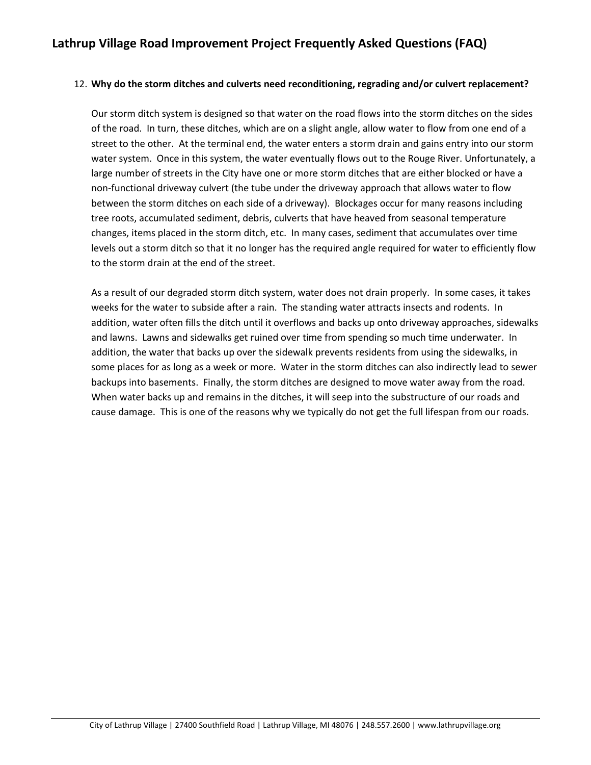12. **Why do the storm ditches and culverts need reconditioning, regrading and/or culvert replacement?**

    Our storm ditch system is designed so that water on the road flows into the storm ditches on the sides of the road. In turn, these ditches, which are on a slight angle, allow water to flow from one end of a street to the other. At the terminal end, the water enters a storm drain and gains entry into our storm water system. Once in this system, the water eventually flows out to the Rouge River. Unfortunately, a large number of streets in the City have one or more storm ditches that are either blocked or have a non-functional driveway culvert (the tube under the driveway approach that allows water to flow between the storm ditches on each side of a driveway). Blockages occur for many reasons including tree roots, accumulated sediment, debris, culverts that have heaved from seasonal temperature changes, items placed in the storm ditch, etc. In many cases, sediment that accumulates over time levels out a storm ditch so that it no longer has the required angle required for water to efficiently flow to the storm drain at the end of the street.

    As a result of our degraded storm ditch system, water does not drain properly. In some cases, it takes weeks for the water to subside after a rain. The standing water attracts insects and rodents. In addition, water often fills the ditch until it overflows and backs up onto driveway approaches, sidewalks and lawns. Lawns and sidewalks get ruined over time from spending so much time underwater. In addition, the water that backs up over the sidewalk prevents residents from using the sidewalks, in some places for as long as a week or more. Water in the storm ditches can also indirectly lead to sewer backups into basements. Finally, the storm ditches are designed to move water away from the road. When water backs up and remains in the ditches, it will seep into the substructure of our roads and cause damage. This is one of the reasons why we typically do not get the full lifespan from our roads.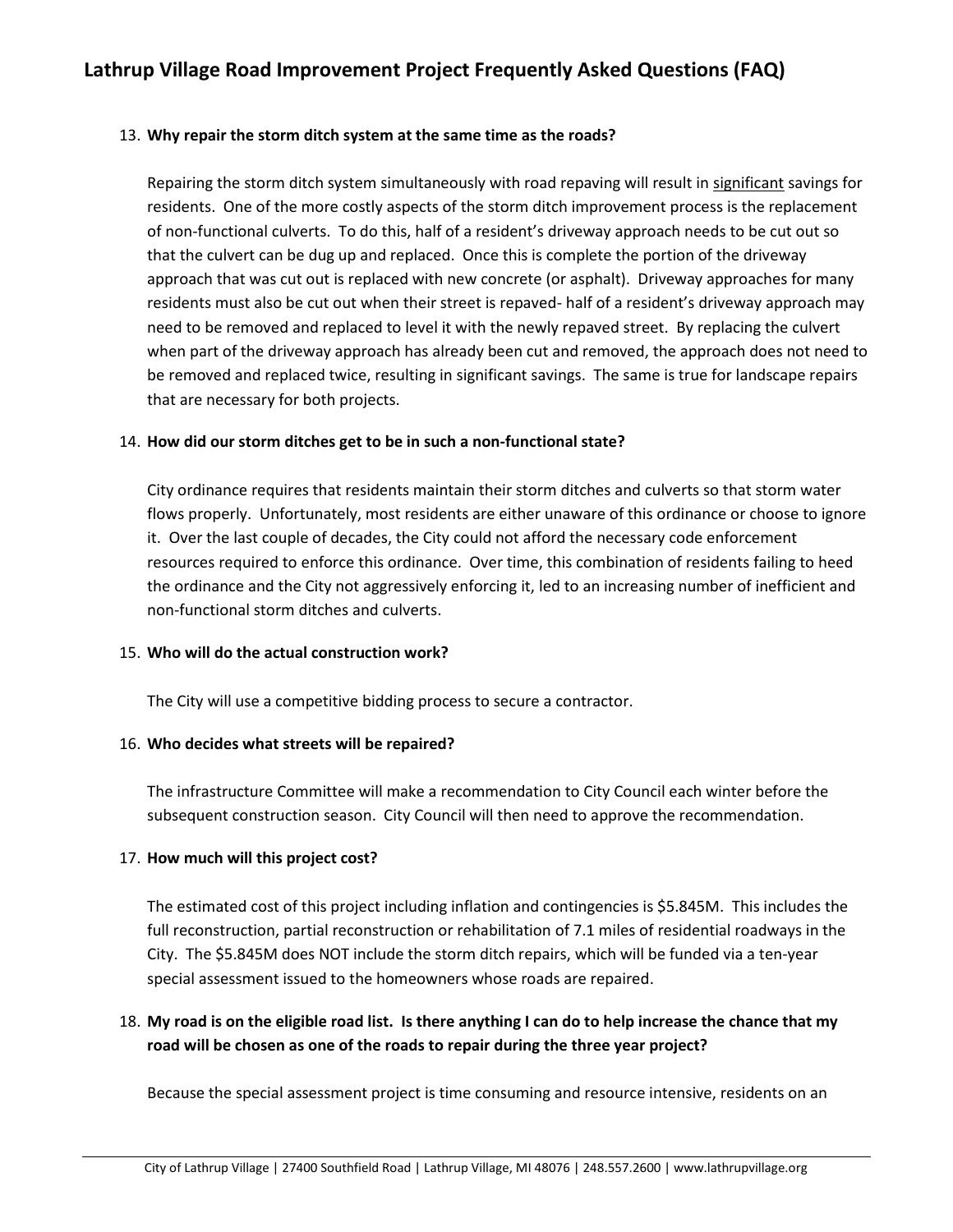## Lathrup Village Road Improvement Project Frequently Asked Questions (FAQ)

13. **Why repair the storm ditch system at the same time as the roads?**

    Repairing the storm ditch system simultaneously with road repaving will result in <u>significant</u> savings for residents. One of the more costly aspects of the storm ditch improvement process is the replacement of non-functional culverts. To do this, half of a resident's driveway approach needs to be cut out so that the culvert can be dug up and replaced. Once this is complete the portion of the driveway approach that was cut out is replaced with new concrete (or asphalt). Driveway approaches for many residents must also be cut out when their street is repaved- half of a resident's driveway approach may need to be removed and replaced to level it with the newly repaved street. By replacing the culvert when part of the driveway approach has already been cut and removed, the approach does not need to be removed and replaced twice, resulting in significant savings. The same is true for landscape repairs that are necessary for both projects.

14. **How did our storm ditches get to be in such a non-functional state?**

    City ordinance requires that residents maintain their storm ditches and culverts so that storm water flows properly. Unfortunately, most residents are either unaware of this ordinance or choose to ignore it. Over the last couple of decades, the City could not afford the necessary code enforcement resources required to enforce this ordinance. Over time, this combination of residents failing to heed the ordinance and the City not aggressively enforcing it, led to an increasing number of inefficient and non-functional storm ditches and culverts.

15. **Who will do the actual construction work?**

    The City will use a competitive bidding process to secure a contractor.

16. **Who decides what streets will be repaired?**

    The infrastructure Committee will make a recommendation to City Council each winter before the subsequent construction season. City Council will then need to approve the recommendation.

17. **How much will this project cost?**

    The estimated cost of this project including inflation and contingencies is $5.845M. This includes the full reconstruction, partial reconstruction or rehabilitation of 7.1 miles of residential roadways in the City. The $5.845M does NOT include the storm ditch repairs, which will be funded via a ten-year special assessment issued to the homeowners whose roads are repaired.

18. **My road is on the eligible road list. Is there anything I can do to help increase the chance that my road will be chosen as one of the roads to repair during the three year project?**

    Because the special assessment project is time consuming and resource intensive, residents on an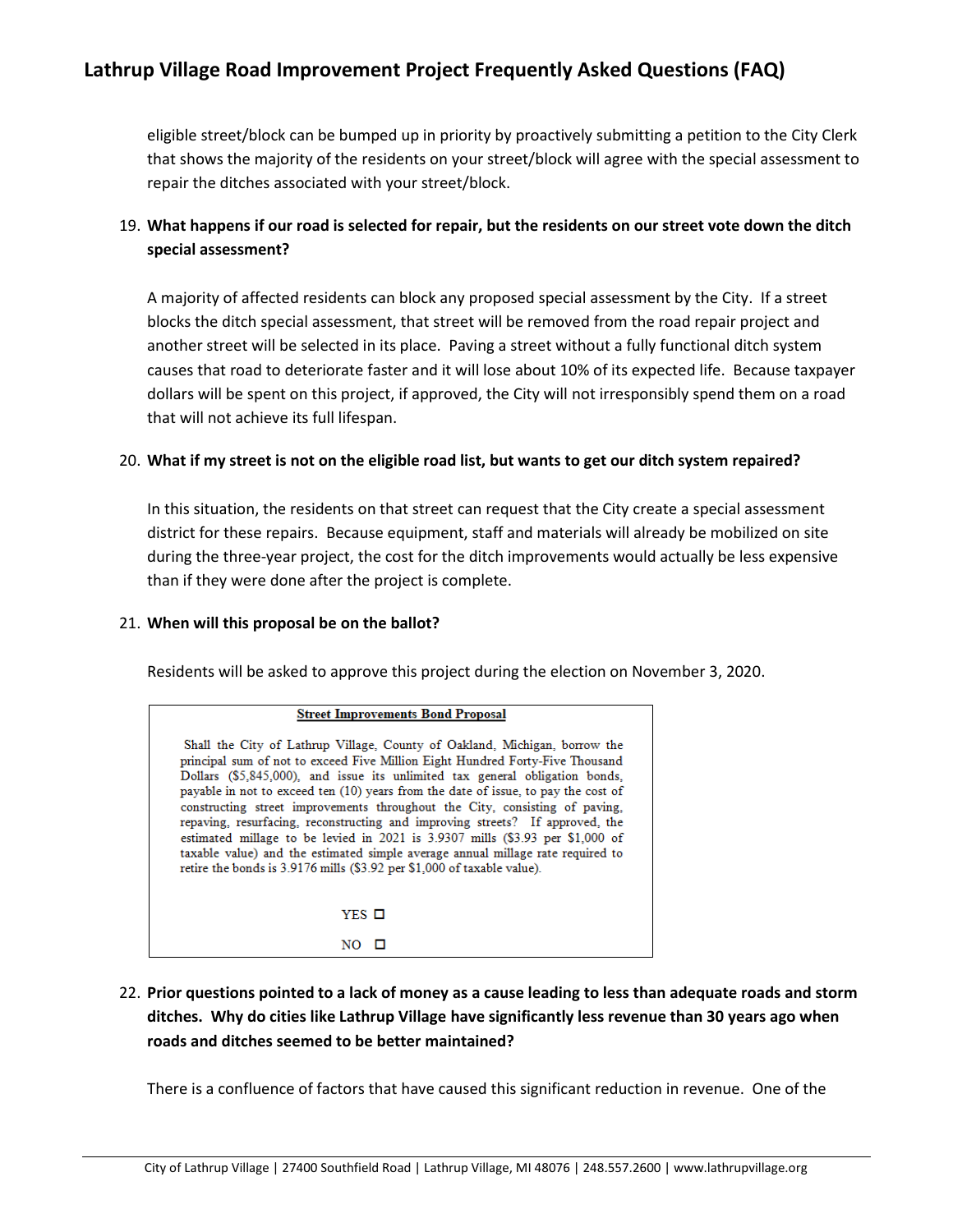eligible street/block can be bumped up in priority by proactively submitting a petition to the City Clerk that shows the majority of the residents on your street/block will agree with the special assessment to repair the ditches associated with your street/block.

19. **What happens if our road is selected for repair, but the residents on our street vote down the ditch special assessment?**

    A majority of affected residents can block any proposed special assessment by the City. If a street blocks the ditch special assessment, that street will be removed from the road repair project and another street will be selected in its place. Paving a street without a fully functional ditch system causes that road to deteriorate faster and it will lose about 10% of its expected life. Because taxpayer dollars will be spent on this project, if approved, the City will not irresponsibly spend them on a road that will not achieve its full lifespan.

20. **What if my street is not on the eligible road list, but wants to get our ditch system repaired?**

    In this situation, the residents on that street can request that the City create a special assessment district for these repairs. Because equipment, staff and materials will already be mobilized on site during the three-year project, the cost for the ditch improvements would actually be less expensive than if they were done after the project is complete.

21. **When will this proposal be on the ballot?**

    Residents will be asked to approve this project during the election on November 3, 2020.

    > **Street Improvements Bond Proposal**
    >
    > Shall the City of Lathrup Village, County of Oakland, Michigan, borrow the principal sum of not to exceed Five Million Eight Hundred Forty-Five Thousand Dollars ($5,845,000), and issue its unlimited tax general obligation bonds, payable in not to exceed ten (10) years from the date of issue, to pay the cost of constructing street improvements throughout the City, consisting of paving, repaving, resurfacing, reconstructing and improving streets? If approved, the estimated millage to be levied in 2021 is 3.9307 mills ($3.93 per $1,000 of taxable value) and the estimated simple average annual millage rate required to retire the bonds is 3.9176 mills ($3.92 per $1,000 of taxable value).
    >
    > YES ☐
    >
    > NO ☐

22. **Prior questions pointed to a lack of money as a cause leading to less than adequate roads and storm ditches. Why do cities like Lathrup Village have significantly less revenue than 30 years ago when roads and ditches seemed to be better maintained?**

    There is a confluence of factors that have caused this significant reduction in revenue. One of the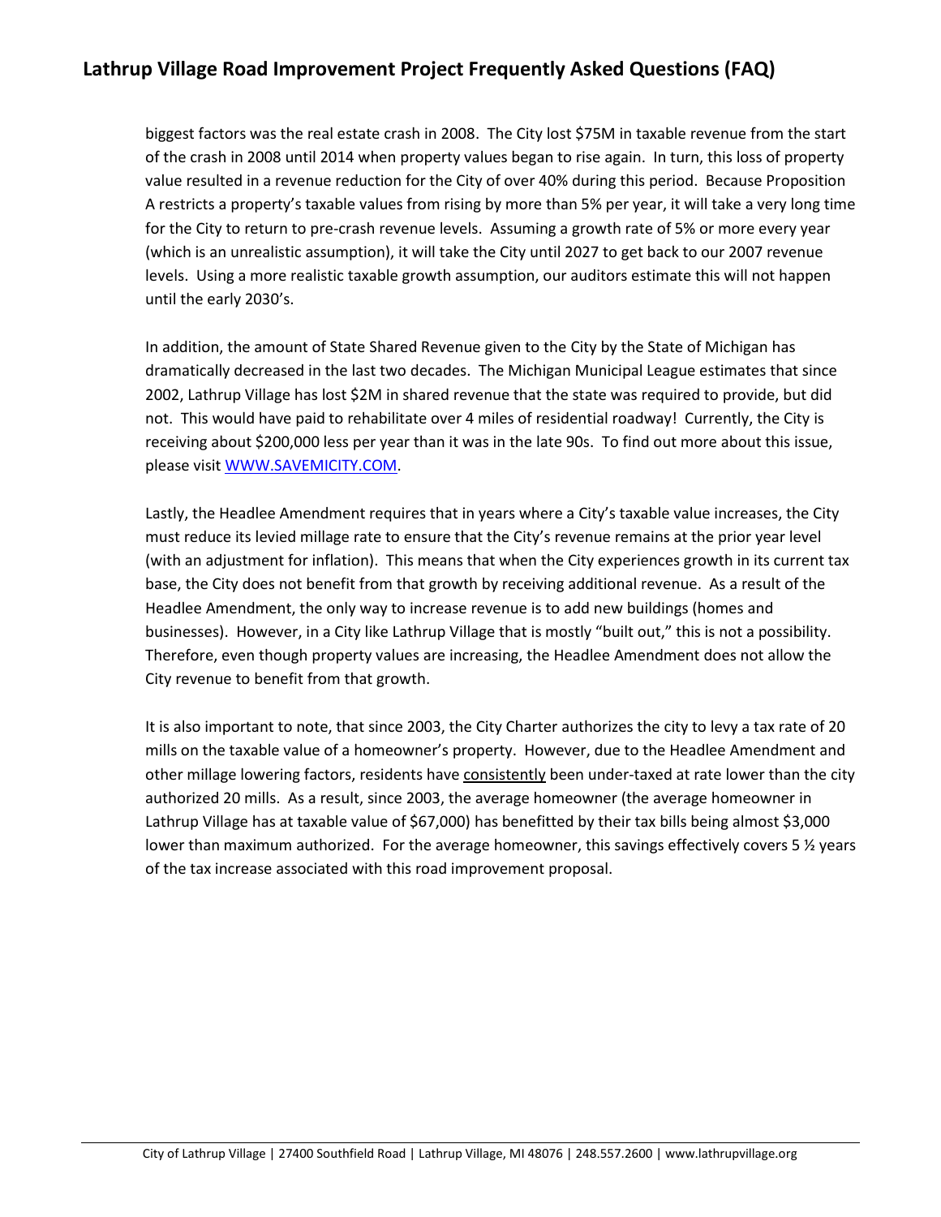biggest factors was the real estate crash in 2008. The City lost $75M in taxable revenue from the start of the crash in 2008 until 2014 when property values began to rise again. In turn, this loss of property value resulted in a revenue reduction for the City of over 40% during this period. Because Proposition A restricts a property's taxable values from rising by more than 5% per year, it will take a very long time for the City to return to pre-crash revenue levels. Assuming a growth rate of 5% or more every year (which is an unrealistic assumption), it will take the City until 2027 to get back to our 2007 revenue levels. Using a more realistic taxable growth assumption, our auditors estimate this will not happen until the early 2030's.

In addition, the amount of State Shared Revenue given to the City by the State of Michigan has dramatically decreased in the last two decades. The Michigan Municipal League estimates that since 2002, Lathrup Village has lost $2M in shared revenue that the state was required to provide, but did not. This would have paid to rehabilitate over 4 miles of residential roadway! Currently, the City is receiving about $200,000 less per year than it was in the late 90s. To find out more about this issue, please visit [WWW.SAVEMICITY.COM](http://WWW.SAVEMICITY.COM).

Lastly, the Headlee Amendment requires that in years where a City's taxable value increases, the City must reduce its levied millage rate to ensure that the City's revenue remains at the prior year level (with an adjustment for inflation). This means that when the City experiences growth in its current tax base, the City does not benefit from that growth by receiving additional revenue. As a result of the Headlee Amendment, the only way to increase revenue is to add new buildings (homes and businesses). However, in a City like Lathrup Village that is mostly "built out," this is not a possibility. Therefore, even though property values are increasing, the Headlee Amendment does not allow the City revenue to benefit from that growth.

It is also important to note, that since 2003, the City Charter authorizes the city to levy a tax rate of 20 mills on the taxable value of a homeowner's property. However, due to the Headlee Amendment and other millage lowering factors, residents have consistently been under-taxed at rate lower than the city authorized 20 mills. As a result, since 2003, the average homeowner (the average homeowner in Lathrup Village has at taxable value of $67,000) has benefitted by their tax bills being almost $3,000 lower than maximum authorized. For the average homeowner, this savings effectively covers 5 ½ years of the tax increase associated with this road improvement proposal.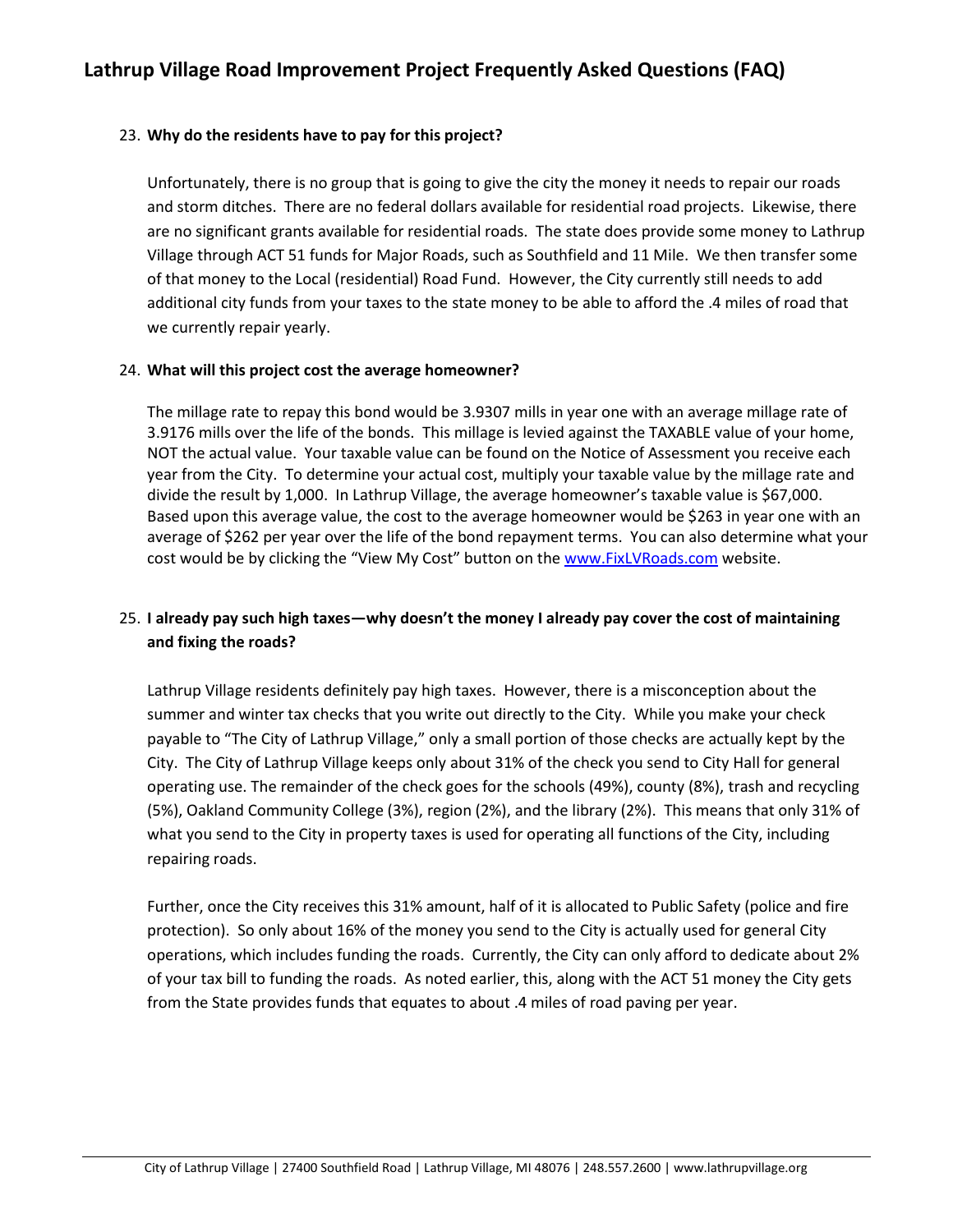# Lathrup Village Road Improvement Project Frequently Asked Questions (FAQ)

23. **Why do the residents have to pay for this project?**

    Unfortunately, there is no group that is going to give the city the money it needs to repair our roads and storm ditches. There are no federal dollars available for residential road projects. Likewise, there are no significant grants available for residential roads. The state does provide some money to Lathrup Village through ACT 51 funds for Major Roads, such as Southfield and 11 Mile. We then transfer some of that money to the Local (residential) Road Fund. However, the City currently still needs to add additional city funds from your taxes to the state money to be able to afford the .4 miles of road that we currently repair yearly.

24. **What will this project cost the average homeowner?**

    The millage rate to repay this bond would be 3.9307 mills in year one with an average millage rate of 3.9176 mills over the life of the bonds. This millage is levied against the TAXABLE value of your home, NOT the actual value. Your taxable value can be found on the Notice of Assessment you receive each year from the City. To determine your actual cost, multiply your taxable value by the millage rate and divide the result by 1,000. In Lathrup Village, the average homeowner's taxable value is $67,000. Based upon this average value, the cost to the average homeowner would be $263 in year one with an average of $262 per year over the life of the bond repayment terms. You can also determine what your cost would be by clicking the "View My Cost" button on the [www.FixLVRoads.com](http://www.FixLVRoads.com) website.

25. **I already pay such high taxes—why doesn't the money I already pay cover the cost of maintaining and fixing the roads?**

    Lathrup Village residents definitely pay high taxes. However, there is a misconception about the summer and winter tax checks that you write out directly to the City. While you make your check payable to "The City of Lathrup Village," only a small portion of those checks are actually kept by the City. The City of Lathrup Village keeps only about 31% of the check you send to City Hall for general operating use. The remainder of the check goes for the schools (49%), county (8%), trash and recycling (5%), Oakland Community College (3%), region (2%), and the library (2%). This means that only 31% of what you send to the City in property taxes is used for operating all functions of the City, including repairing roads.

    Further, once the City receives this 31% amount, half of it is allocated to Public Safety (police and fire protection). So only about 16% of the money you send to the City is actually used for general City operations, which includes funding the roads. Currently, the City can only afford to dedicate about 2% of your tax bill to funding the roads. As noted earlier, this, along with the ACT 51 money the City gets from the State provides funds that equates to about .4 miles of road paving per year.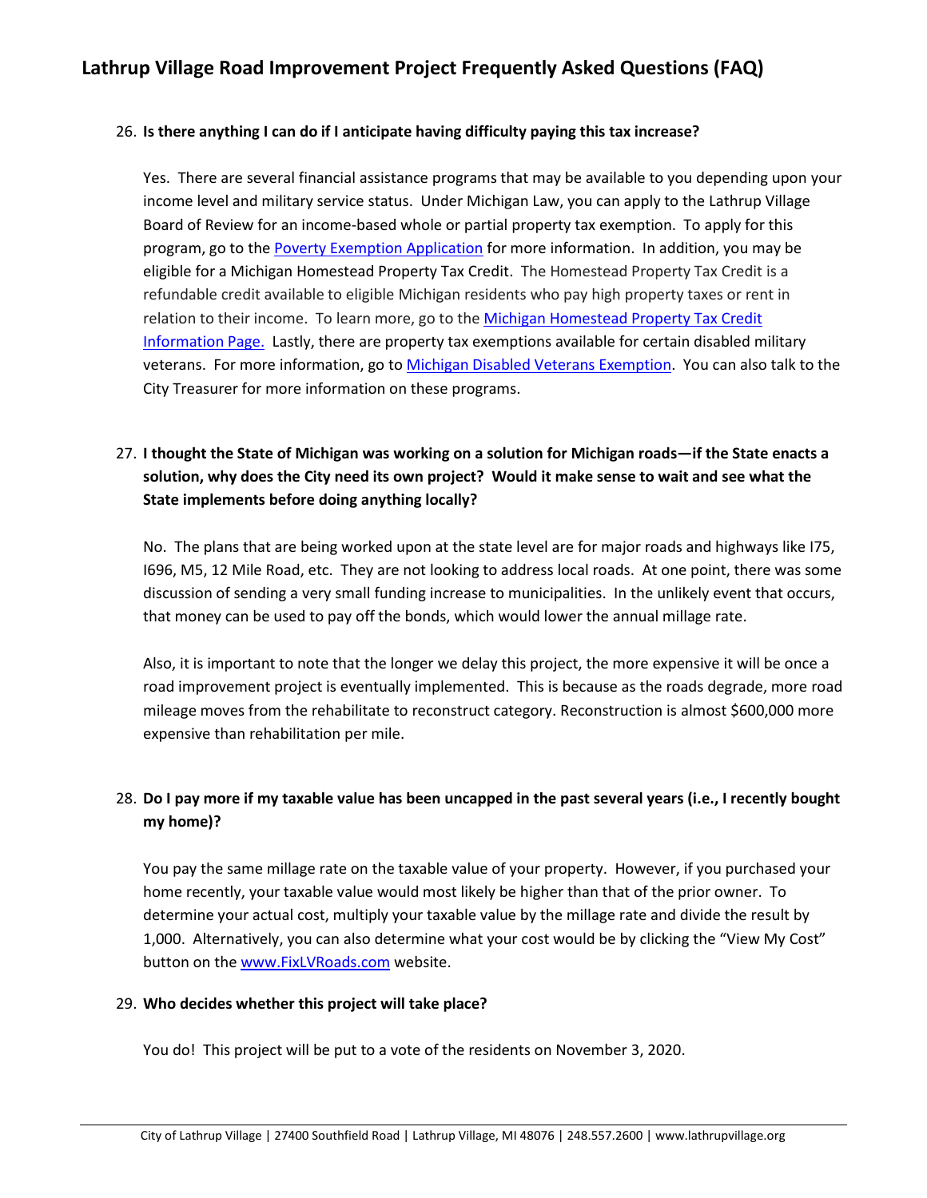26. **Is there anything I can do if I anticipate having difficulty paying this tax increase?**

    Yes. There are several financial assistance programs that may be available to you depending upon your income level and military service status. Under Michigan Law, you can apply to the Lathrup Village Board of Review for an income-based whole or partial property tax exemption. To apply for this program, go to the Poverty Exemption Application for more information. In addition, you may be eligible for a Michigan Homestead Property Tax Credit. The Homestead Property Tax Credit is a refundable credit available to eligible Michigan residents who pay high property taxes or rent in relation to their income. To learn more, go to the Michigan Homestead Property Tax Credit Information Page. Lastly, there are property tax exemptions available for certain disabled military veterans. For more information, go to Michigan Disabled Veterans Exemption. You can also talk to the City Treasurer for more information on these programs.

27. **I thought the State of Michigan was working on a solution for Michigan roads—if the State enacts a solution, why does the City need its own project? Would it make sense to wait and see what the State implements before doing anything locally?**

    No. The plans that are being worked upon at the state level are for major roads and highways like I75, I696, M5, 12 Mile Road, etc. They are not looking to address local roads. At one point, there was some discussion of sending a very small funding increase to municipalities. In the unlikely event that occurs, that money can be used to pay off the bonds, which would lower the annual millage rate.

    Also, it is important to note that the longer we delay this project, the more expensive it will be once a road improvement project is eventually implemented. This is because as the roads degrade, more road mileage moves from the rehabilitate to reconstruct category. Reconstruction is almost $600,000 more expensive than rehabilitation per mile.

28. **Do I pay more if my taxable value has been uncapped in the past several years (i.e., I recently bought my home)?**

    You pay the same millage rate on the taxable value of your property. However, if you purchased your home recently, your taxable value would most likely be higher than that of the prior owner. To determine your actual cost, multiply your taxable value by the millage rate and divide the result by 1,000. Alternatively, you can also determine what your cost would be by clicking the "View My Cost" button on the www.FixLVRoads.com website.

29. **Who decides whether this project will take place?**

    You do! This project will be put to a vote of the residents on November 3, 2020.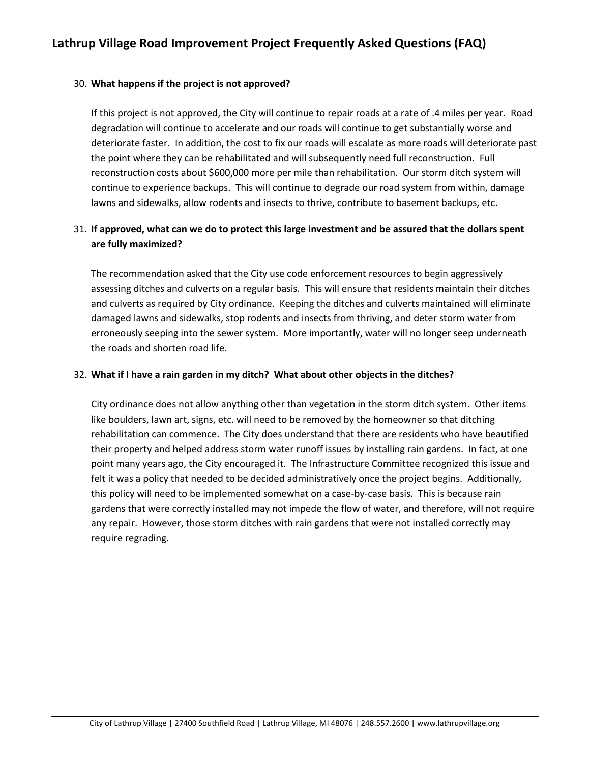30. **What happens if the project is not approved?**

    If this project is not approved, the City will continue to repair roads at a rate of .4 miles per year. Road degradation will continue to accelerate and our roads will continue to get substantially worse and deteriorate faster. In addition, the cost to fix our roads will escalate as more roads will deteriorate past the point where they can be rehabilitated and will subsequently need full reconstruction. Full reconstruction costs about $600,000 more per mile than rehabilitation. Our storm ditch system will continue to experience backups. This will continue to degrade our road system from within, damage lawns and sidewalks, allow rodents and insects to thrive, contribute to basement backups, etc.

31. **If approved, what can we do to protect this large investment and be assured that the dollars spent are fully maximized?**

    The recommendation asked that the City use code enforcement resources to begin aggressively assessing ditches and culverts on a regular basis. This will ensure that residents maintain their ditches and culverts as required by City ordinance. Keeping the ditches and culverts maintained will eliminate damaged lawns and sidewalks, stop rodents and insects from thriving, and deter storm water from erroneously seeping into the sewer system. More importantly, water will no longer seep underneath the roads and shorten road life.

32. **What if I have a rain garden in my ditch? What about other objects in the ditches?**

    City ordinance does not allow anything other than vegetation in the storm ditch system. Other items like boulders, lawn art, signs, etc. will need to be removed by the homeowner so that ditching rehabilitation can commence. The City does understand that there are residents who have beautified their property and helped address storm water runoff issues by installing rain gardens. In fact, at one point many years ago, the City encouraged it. The Infrastructure Committee recognized this issue and felt it was a policy that needed to be decided administratively once the project begins. Additionally, this policy will need to be implemented somewhat on a case-by-case basis. This is because rain gardens that were correctly installed may not impede the flow of water, and therefore, will not require any repair. However, those storm ditches with rain gardens that were not installed correctly may require regrading.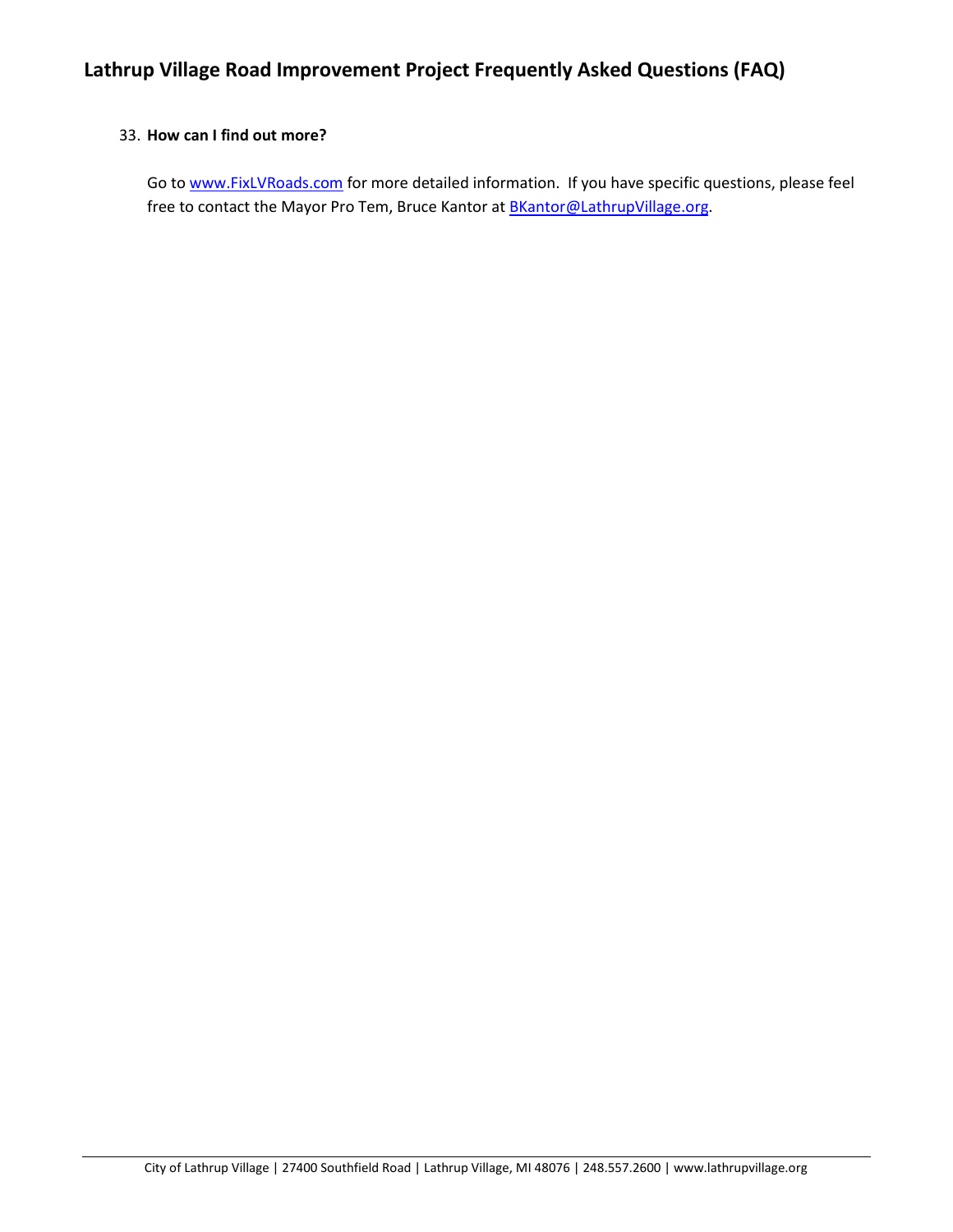33. **How can I find out more?**

    Go to www.FixLVRoads.com for more detailed information. If you have specific questions, please feel free to contact the Mayor Pro Tem, Bruce Kantor at BKantor@LathrupVillage.org.